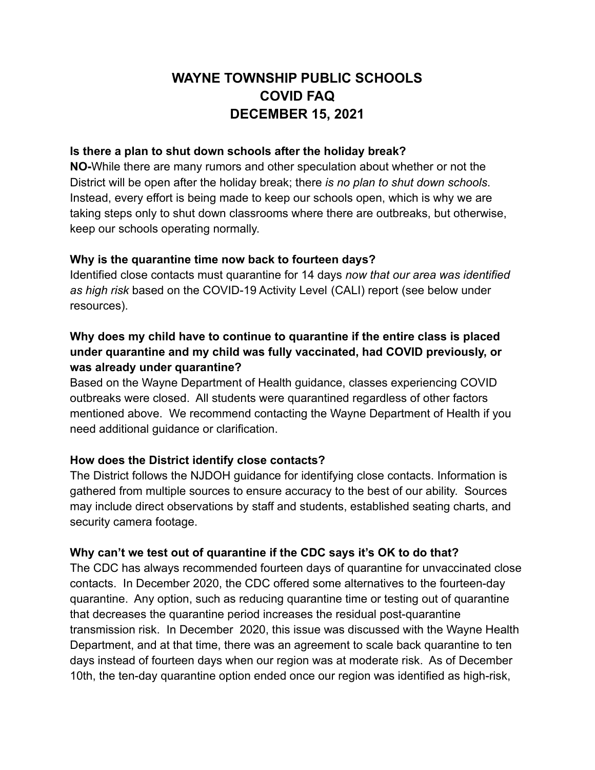# WAYNE TOWNSHIP PUBLIC SCHOOLS
# COVID FAQ
# DECEMBER 15, 2021

**Is there a plan to shut down schools after the holiday break?**

**NO-**While there are many rumors and other speculation about whether or not the District will be open after the holiday break; there *is no plan to shut down schools*. Instead, every effort is being made to keep our schools open, which is why we are taking steps only to shut down classrooms where there are outbreaks, but otherwise, keep our schools operating normally.

**Why is the quarantine time now back to fourteen days?**

Identified close contacts must quarantine for 14 days *now that our area was identified as high risk* based on the COVID-19 Activity Level (CALI) report (see below under resources).

**Why does my child have to continue to quarantine if the entire class is placed under quarantine and my child was fully vaccinated, had COVID previously, or was already under quarantine?**

Based on the Wayne Department of Health guidance, classes experiencing COVID outbreaks were closed. All students were quarantined regardless of other factors mentioned above. We recommend contacting the Wayne Department of Health if you need additional guidance or clarification.

**How does the District identify close contacts?**

The District follows the NJDOH guidance for identifying close contacts. Information is gathered from multiple sources to ensure accuracy to the best of our ability. Sources may include direct observations by staff and students, established seating charts, and security camera footage.

**Why can't we test out of quarantine if the CDC says it's OK to do that?**

The CDC has always recommended fourteen days of quarantine for unvaccinated close contacts. In December 2020, the CDC offered some alternatives to the fourteen-day quarantine. Any option, such as reducing quarantine time or testing out of quarantine that decreases the quarantine period increases the residual post-quarantine transmission risk. In December 2020, this issue was discussed with the Wayne Health Department, and at that time, there was an agreement to scale back quarantine to ten days instead of fourteen days when our region was at moderate risk. As of December 10th, the ten-day quarantine option ended once our region was identified as high-risk,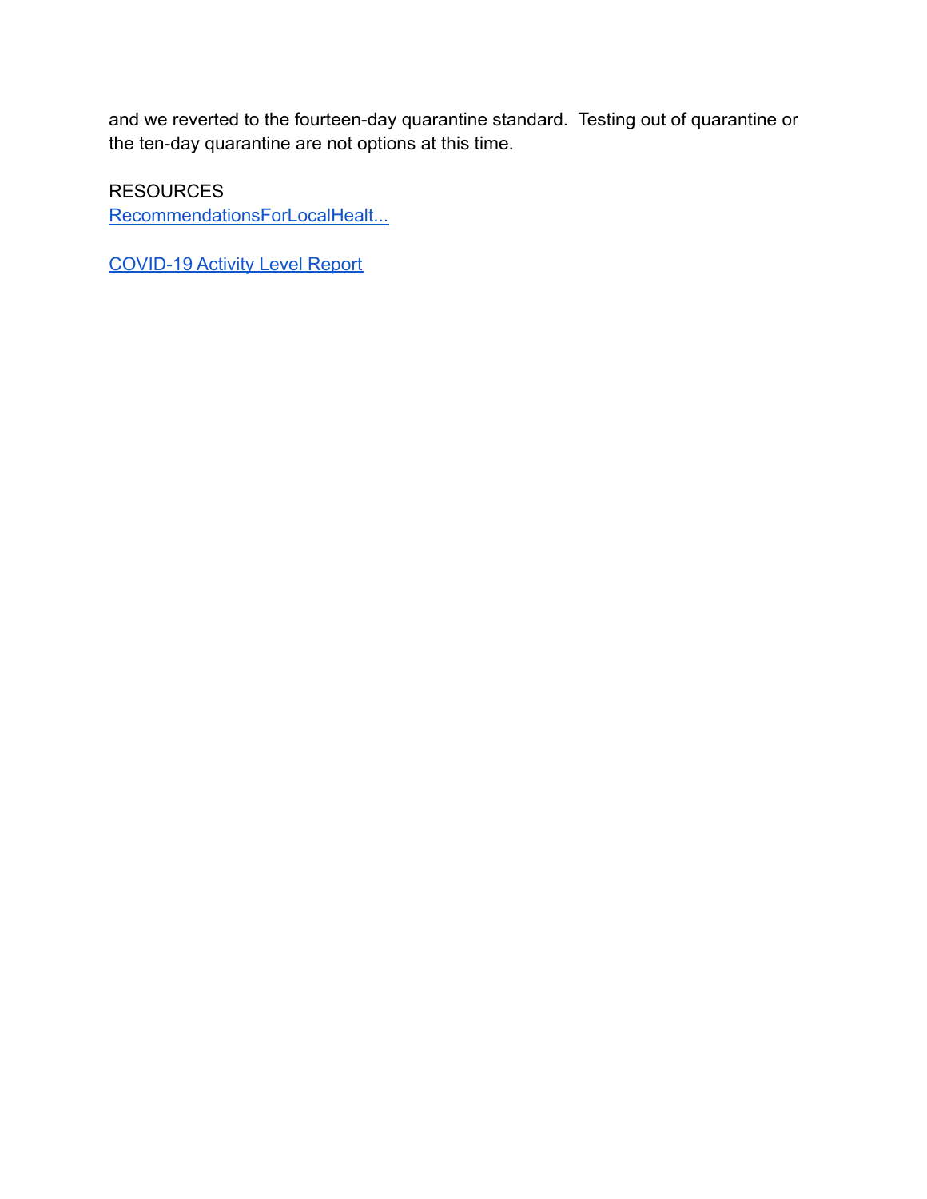and we reverted to the fourteen-day quarantine standard. Testing out of quarantine or the ten-day quarantine are not options at this time.

RESOURCES

RecommendationsForLocalHealt...

COVID-19 Activity Level Report